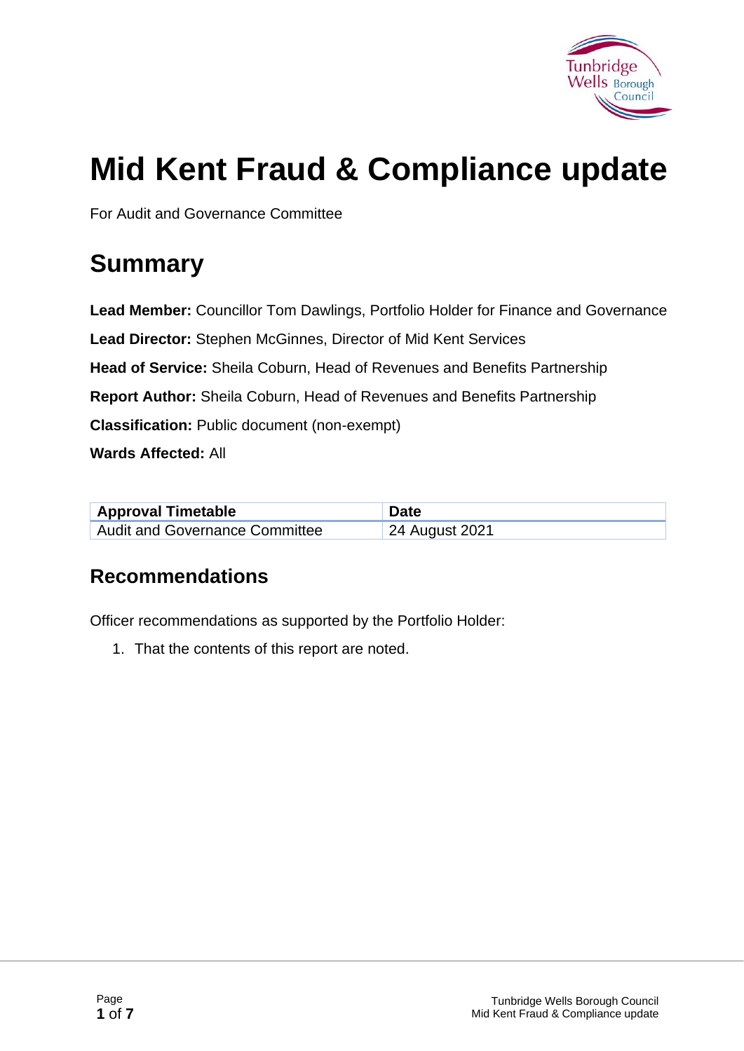# Mid Kent Fraud & Compliance update

For Audit and Governance Committee

## Summary

**Lead Member:** Councillor Tom Dawlings, Portfolio Holder for Finance and Governance

**Lead Director:** Stephen McGinnes, Director of Mid Kent Services

**Head of Service:** Sheila Coburn, Head of Revenues and Benefits Partnership

**Report Author:** Sheila Coburn, Head of Revenues and Benefits Partnership

**Classification:** Public document (non-exempt)

**Wards Affected:** All

| Approval Timetable | Date |
|---|---|
| Audit and Governance Committee | 24 August 2021 |

### Recommendations

Officer recommendations as supported by the Portfolio Holder:

1. That the contents of this report are noted.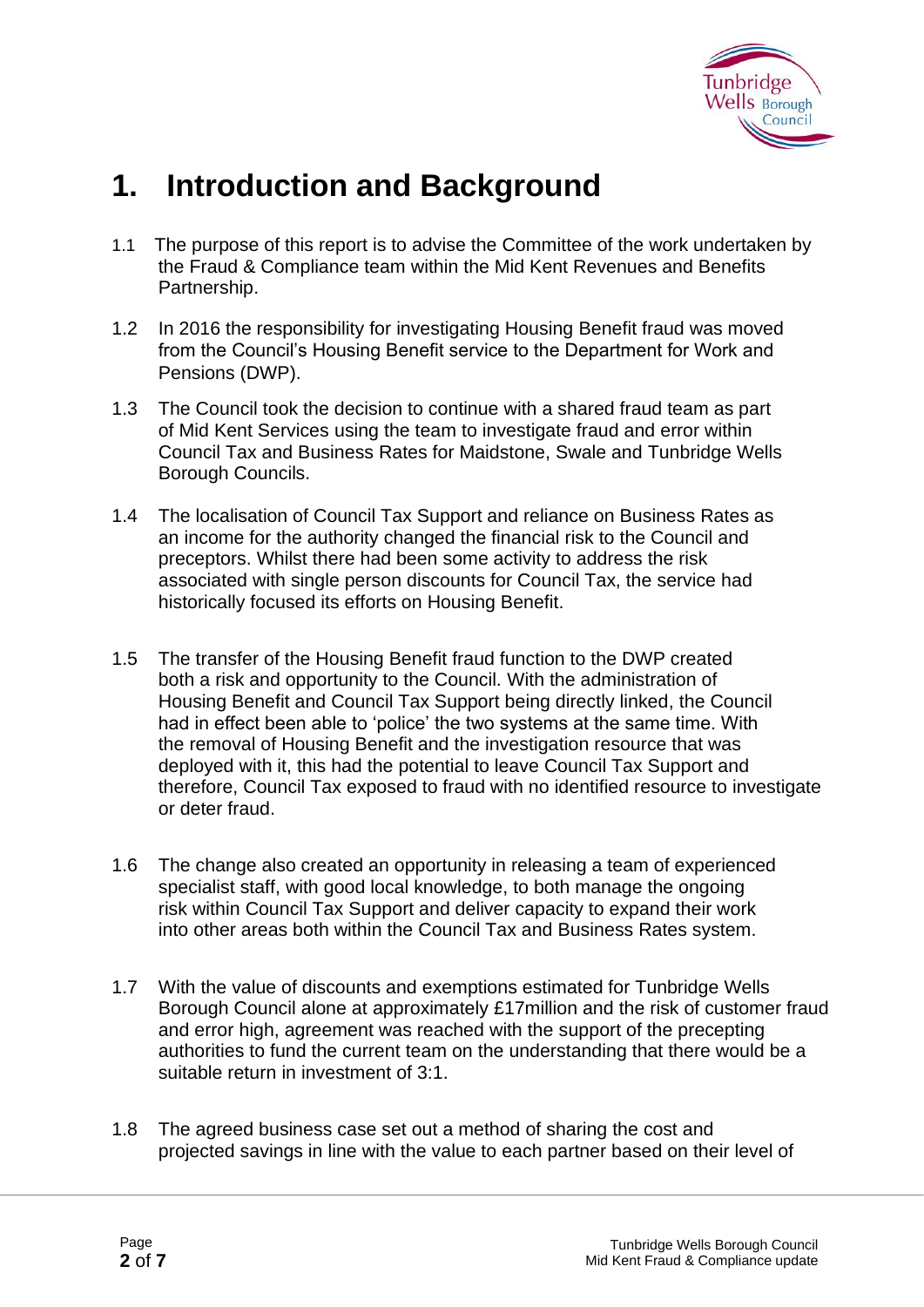# 1. Introduction and Background

1.1 The purpose of this report is to advise the Committee of the work undertaken by the Fraud & Compliance team within the Mid Kent Revenues and Benefits Partnership.

1.2 In 2016 the responsibility for investigating Housing Benefit fraud was moved from the Council's Housing Benefit service to the Department for Work and Pensions (DWP).

1.3 The Council took the decision to continue with a shared fraud team as part of Mid Kent Services using the team to investigate fraud and error within Council Tax and Business Rates for Maidstone, Swale and Tunbridge Wells Borough Councils.

1.4 The localisation of Council Tax Support and reliance on Business Rates as an income for the authority changed the financial risk to the Council and preceptors. Whilst there had been some activity to address the risk associated with single person discounts for Council Tax, the service had historically focused its efforts on Housing Benefit.

1.5 The transfer of the Housing Benefit fraud function to the DWP created both a risk and opportunity to the Council. With the administration of Housing Benefit and Council Tax Support being directly linked, the Council had in effect been able to 'police' the two systems at the same time. With the removal of Housing Benefit and the investigation resource that was deployed with it, this had the potential to leave Council Tax Support and therefore, Council Tax exposed to fraud with no identified resource to investigate or deter fraud.

1.6 The change also created an opportunity in releasing a team of experienced specialist staff, with good local knowledge, to both manage the ongoing risk within Council Tax Support and deliver capacity to expand their work into other areas both within the Council Tax and Business Rates system.

1.7 With the value of discounts and exemptions estimated for Tunbridge Wells Borough Council alone at approximately £17million and the risk of customer fraud and error high, agreement was reached with the support of the precepting authorities to fund the current team on the understanding that there would be a suitable return in investment of 3:1.

1.8 The agreed business case set out a method of sharing the cost and projected savings in line with the value to each partner based on their level of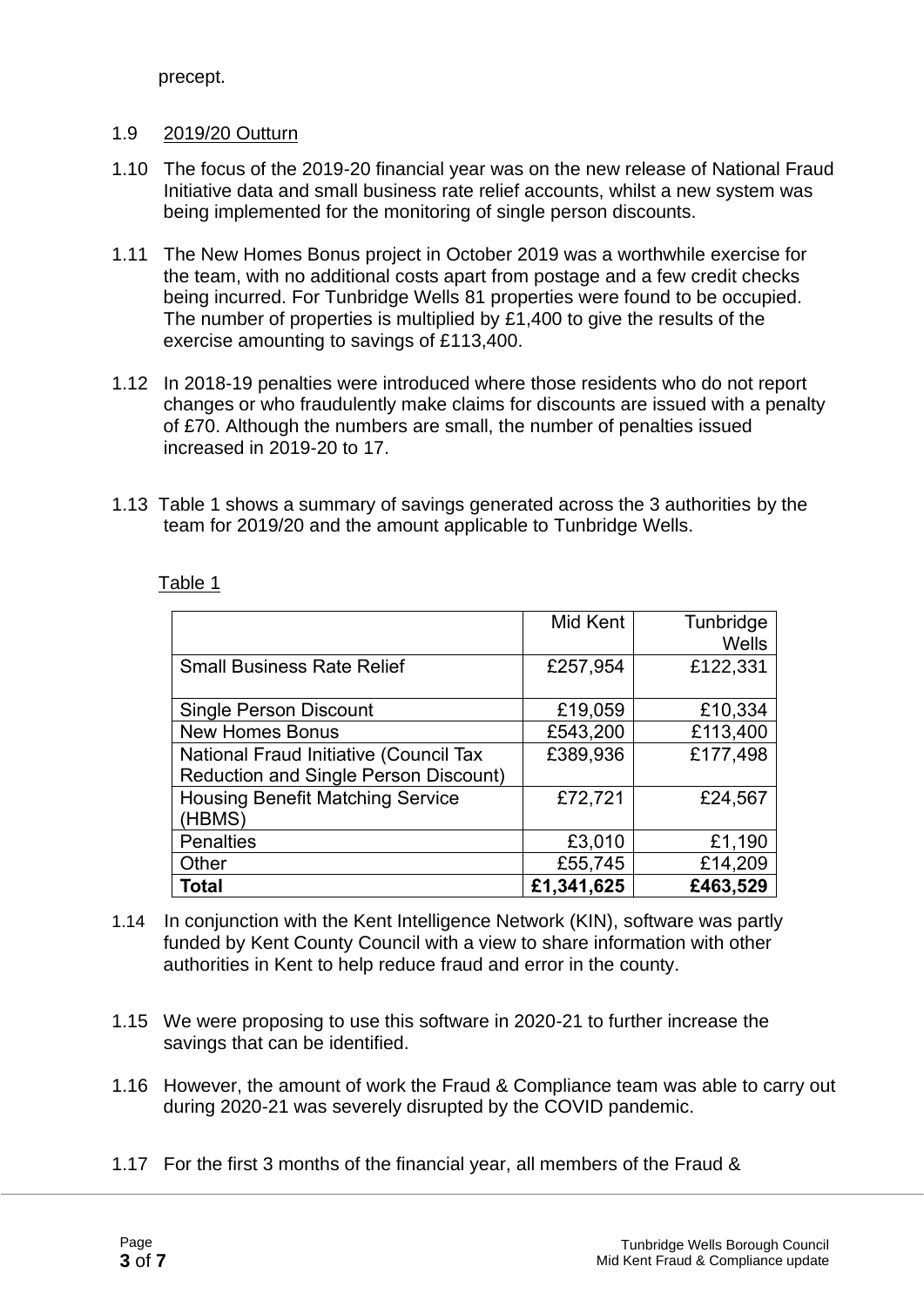precept.

1.9 2019/20 Outturn

1.10 The focus of the 2019-20 financial year was on the new release of National Fraud Initiative data and small business rate relief accounts, whilst a new system was being implemented for the monitoring of single person discounts.

1.11 The New Homes Bonus project in October 2019 was a worthwhile exercise for the team, with no additional costs apart from postage and a few credit checks being incurred. For Tunbridge Wells 81 properties were found to be occupied. The number of properties is multiplied by £1,400 to give the results of the exercise amounting to savings of £113,400.

1.12 In 2018-19 penalties were introduced where those residents who do not report changes or who fraudulently make claims for discounts are issued with a penalty of £70. Although the numbers are small, the number of penalties issued increased in 2019-20 to 17.

1.13 Table 1 shows a summary of savings generated across the 3 authorities by the team for 2019/20 and the amount applicable to Tunbridge Wells.

Table 1

| | Mid Kent | Tunbridge Wells |
|---|---:|---:|
| Small Business Rate Relief | £257,954 | £122,331 |
| Single Person Discount | £19,059 | £10,334 |
| New Homes Bonus | £543,200 | £113,400 |
| National Fraud Initiative (Council Tax Reduction and Single Person Discount) | £389,936 | £177,498 |
| Housing Benefit Matching Service (HBMS) | £72,721 | £24,567 |
| Penalties | £3,010 | £1,190 |
| Other | £55,745 | £14,209 |
| **Total** | **£1,341,625** | **£463,529** |

1.14 In conjunction with the Kent Intelligence Network (KIN), software was partly funded by Kent County Council with a view to share information with other authorities in Kent to help reduce fraud and error in the county.

1.15 We were proposing to use this software in 2020-21 to further increase the savings that can be identified.

1.16 However, the amount of work the Fraud & Compliance team was able to carry out during 2020-21 was severely disrupted by the COVID pandemic.

1.17 For the first 3 months of the financial year, all members of the Fraud &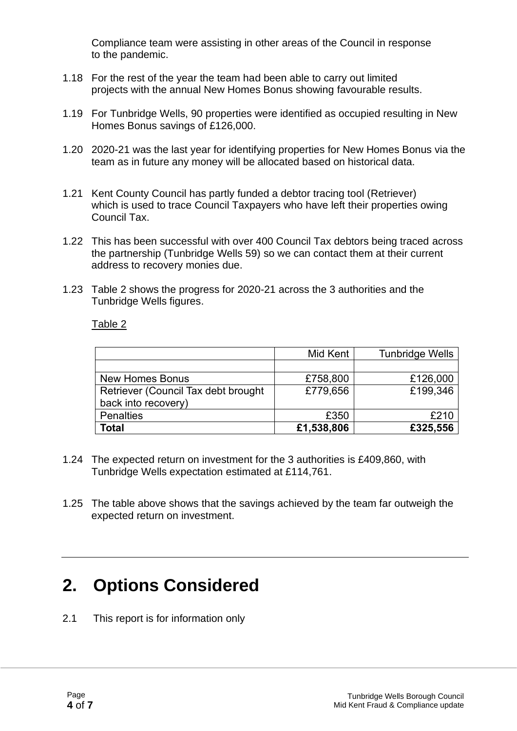Compliance team were assisting in other areas of the Council in response to the pandemic.

1.18 For the rest of the year the team had been able to carry out limited projects with the annual New Homes Bonus showing favourable results.

1.19 For Tunbridge Wells, 90 properties were identified as occupied resulting in New Homes Bonus savings of £126,000.

1.20 2020-21 was the last year for identifying properties for New Homes Bonus via the team as in future any money will be allocated based on historical data.

1.21 Kent County Council has partly funded a debtor tracing tool (Retriever) which is used to trace Council Taxpayers who have left their properties owing Council Tax.

1.22 This has been successful with over 400 Council Tax debtors being traced across the partnership (Tunbridge Wells 59) so we can contact them at their current address to recovery monies due.

1.23 Table 2 shows the progress for 2020-21 across the 3 authorities and the Tunbridge Wells figures.

Table 2

| | Mid Kent | Tunbridge Wells |
|---|---:|---:|
| | | |
| New Homes Bonus | £758,800 | £126,000 |
| Retriever (Council Tax debt brought back into recovery) | £779,656 | £199,346 |
| Penalties | £350 | £210 |
| **Total** | **£1,538,806** | **£325,556** |

1.24 The expected return on investment for the 3 authorities is £409,860, with Tunbridge Wells expectation estimated at £114,761.

1.25 The table above shows that the savings achieved by the team far outweigh the expected return on investment.

# 2. Options Considered

2.1 This report is for information only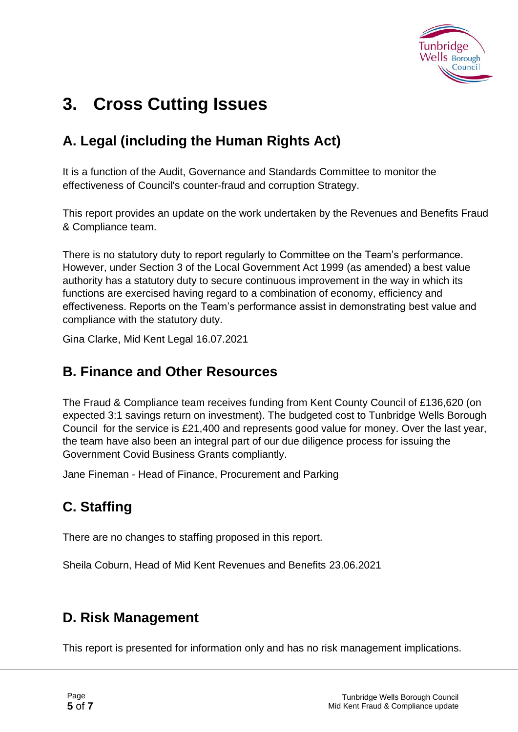# 3. Cross Cutting Issues

## A. Legal (including the Human Rights Act)

It is a function of the Audit, Governance and Standards Committee to monitor the effectiveness of Council's counter-fraud and corruption Strategy.

This report provides an update on the work undertaken by the Revenues and Benefits Fraud & Compliance team.

There is no statutory duty to report regularly to Committee on the Team's performance. However, under Section 3 of the Local Government Act 1999 (as amended) a best value authority has a statutory duty to secure continuous improvement in the way in which its functions are exercised having regard to a combination of economy, efficiency and effectiveness. Reports on the Team's performance assist in demonstrating best value and compliance with the statutory duty.

Gina Clarke, Mid Kent Legal 16.07.2021

## B. Finance and Other Resources

The Fraud & Compliance team receives funding from Kent County Council of £136,620 (on expected 3:1 savings return on investment). The budgeted cost to Tunbridge Wells Borough Council for the service is £21,400 and represents good value for money. Over the last year, the team have also been an integral part of our due diligence process for issuing the Government Covid Business Grants compliantly.

Jane Fineman - Head of Finance, Procurement and Parking

## C. Staffing

There are no changes to staffing proposed in this report.

Sheila Coburn, Head of Mid Kent Revenues and Benefits 23.06.2021

## D. Risk Management

This report is presented for information only and has no risk management implications.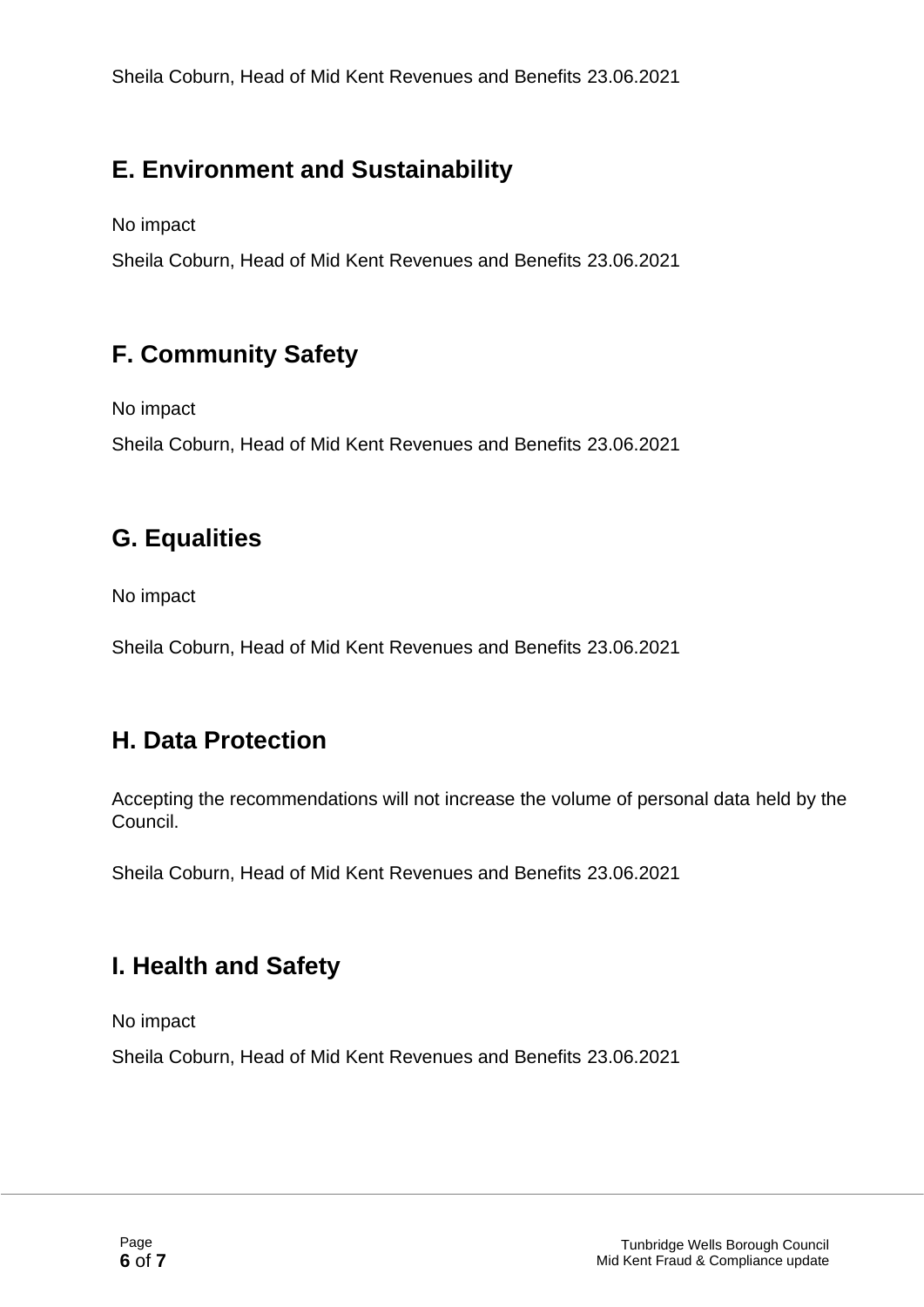Sheila Coburn, Head of Mid Kent Revenues and Benefits 23.06.2021

## E. Environment and Sustainability

No impact

Sheila Coburn, Head of Mid Kent Revenues and Benefits 23.06.2021

## F. Community Safety

No impact

Sheila Coburn, Head of Mid Kent Revenues and Benefits 23.06.2021

## G. Equalities

No impact

Sheila Coburn, Head of Mid Kent Revenues and Benefits 23.06.2021

## H. Data Protection

Accepting the recommendations will not increase the volume of personal data held by the Council.

Sheila Coburn, Head of Mid Kent Revenues and Benefits 23.06.2021

## I. Health and Safety

No impact

Sheila Coburn, Head of Mid Kent Revenues and Benefits 23.06.2021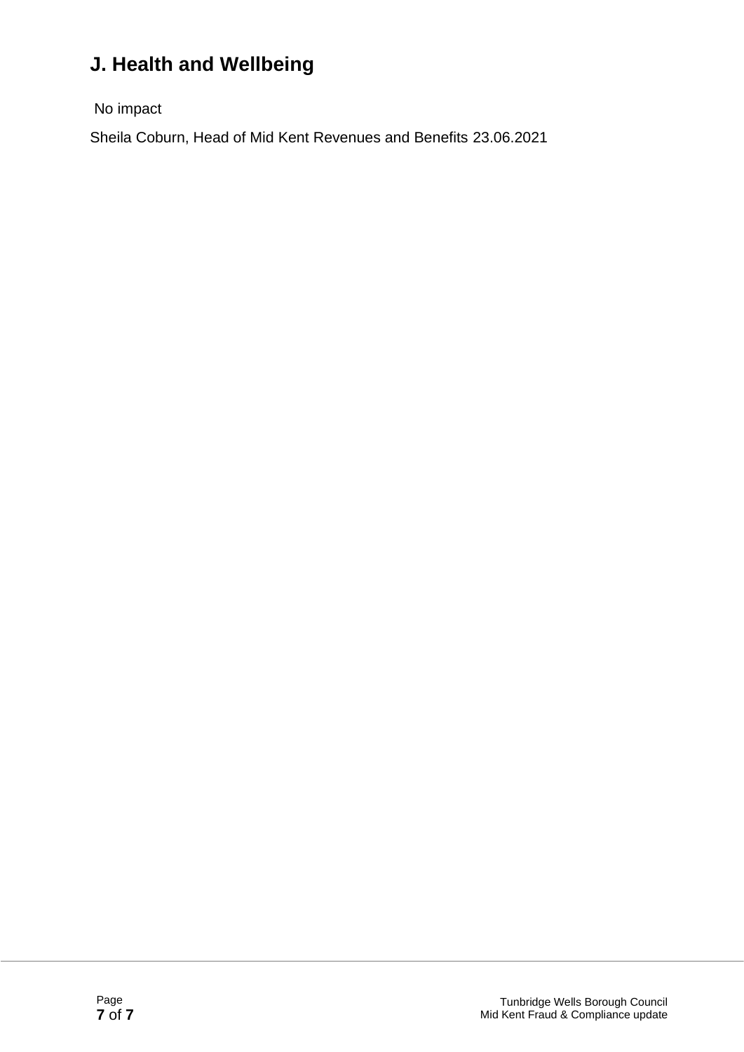## J. Health and Wellbeing

No impact

Sheila Coburn, Head of Mid Kent Revenues and Benefits 23.06.2021